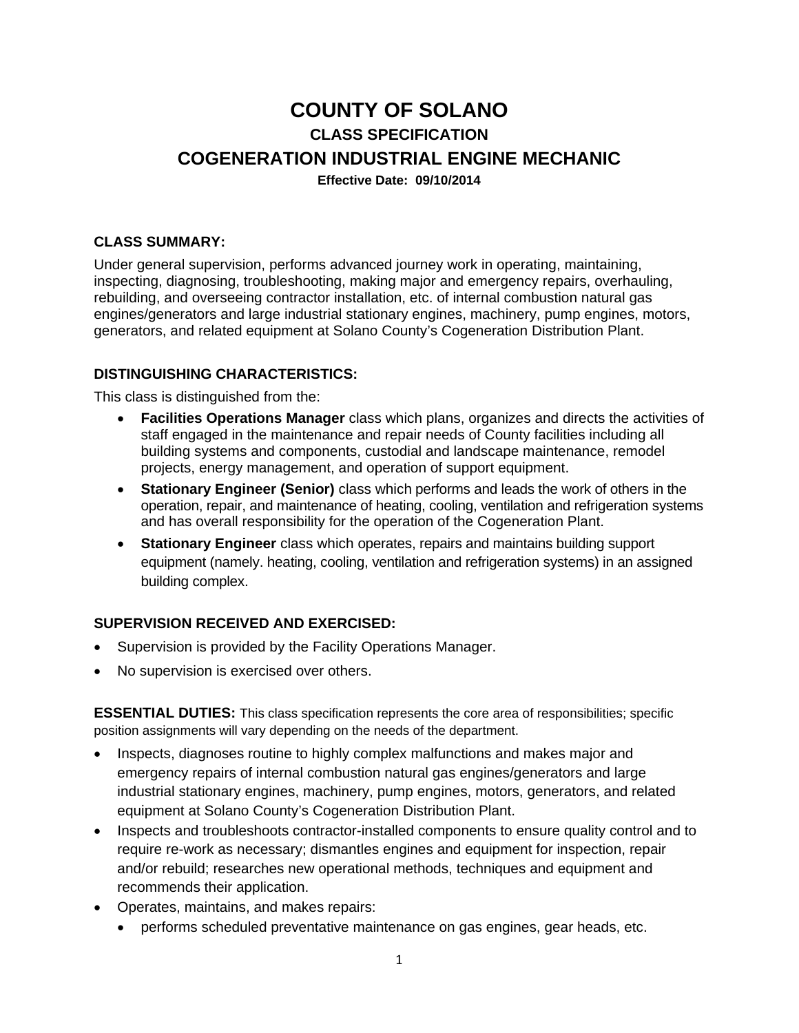# COUNTY OF SOLANO

## CLASS SPECIFICATION

## COGENERATION INDUSTRIAL ENGINE MECHANIC

**Effective Date: 09/10/2014**

### CLASS SUMMARY:

Under general supervision, performs advanced journey work in operating, maintaining, inspecting, diagnosing, troubleshooting, making major and emergency repairs, overhauling, rebuilding, and overseeing contractor installation, etc. of internal combustion natural gas engines/generators and large industrial stationary engines, machinery, pump engines, motors, generators, and related equipment at Solano County's Cogeneration Distribution Plant.

### DISTINGUISHING CHARACTERISTICS:

This class is distinguished from the:

- **Facilities Operations Manager** class which plans, organizes and directs the activities of staff engaged in the maintenance and repair needs of County facilities including all building systems and components, custodial and landscape maintenance, remodel projects, energy management, and operation of support equipment.
- **Stationary Engineer (Senior)** class which performs and leads the work of others in the operation, repair, and maintenance of heating, cooling, ventilation and refrigeration systems and has overall responsibility for the operation of the Cogeneration Plant.
- **Stationary Engineer** class which operates, repairs and maintains building support equipment (namely. heating, cooling, ventilation and refrigeration systems) in an assigned building complex.

### SUPERVISION RECEIVED AND EXERCISED:

- Supervision is provided by the Facility Operations Manager.
- No supervision is exercised over others.

**ESSENTIAL DUTIES:** This class specification represents the core area of responsibilities; specific position assignments will vary depending on the needs of the department.

- Inspects, diagnoses routine to highly complex malfunctions and makes major and emergency repairs of internal combustion natural gas engines/generators and large industrial stationary engines, machinery, pump engines, motors, generators, and related equipment at Solano County's Cogeneration Distribution Plant.
- Inspects and troubleshoots contractor-installed components to ensure quality control and to require re-work as necessary; dismantles engines and equipment for inspection, repair and/or rebuild; researches new operational methods, techniques and equipment and recommends their application.
- Operates, maintains, and makes repairs:
  - performs scheduled preventative maintenance on gas engines, gear heads, etc.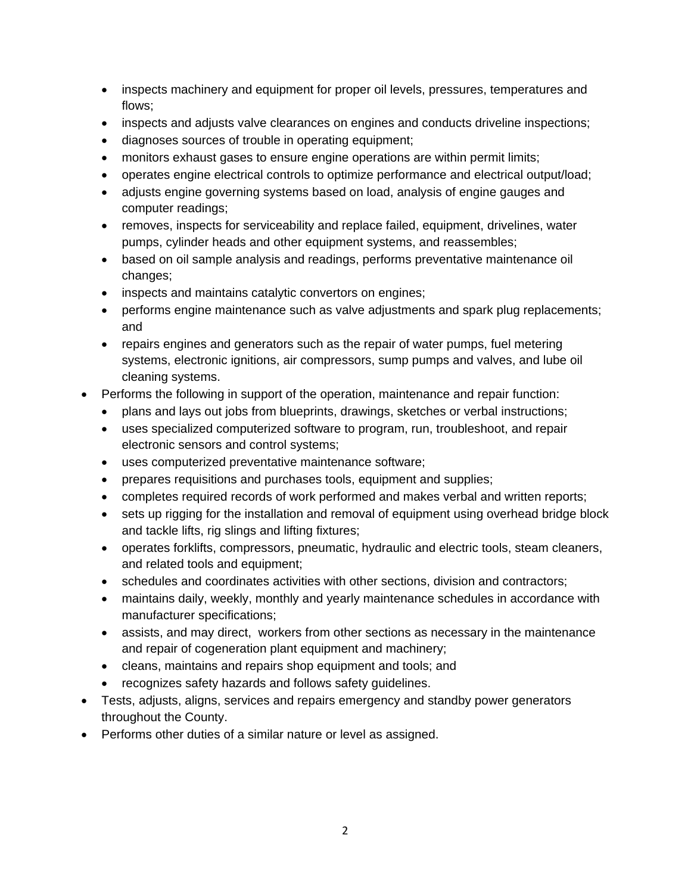- inspects machinery and equipment for proper oil levels, pressures, temperatures and flows;
  - inspects and adjusts valve clearances on engines and conducts driveline inspections;
  - diagnoses sources of trouble in operating equipment;
  - monitors exhaust gases to ensure engine operations are within permit limits;
  - operates engine electrical controls to optimize performance and electrical output/load;
  - adjusts engine governing systems based on load, analysis of engine gauges and computer readings;
  - removes, inspects for serviceability and replace failed, equipment, drivelines, water pumps, cylinder heads and other equipment systems, and reassembles;
  - based on oil sample analysis and readings, performs preventative maintenance oil changes;
  - inspects and maintains catalytic convertors on engines;
  - performs engine maintenance such as valve adjustments and spark plug replacements; and
  - repairs engines and generators such as the repair of water pumps, fuel metering systems, electronic ignitions, air compressors, sump pumps and valves, and lube oil cleaning systems.
- Performs the following in support of the operation, maintenance and repair function:
  - plans and lays out jobs from blueprints, drawings, sketches or verbal instructions;
  - uses specialized computerized software to program, run, troubleshoot, and repair electronic sensors and control systems;
  - uses computerized preventative maintenance software;
  - prepares requisitions and purchases tools, equipment and supplies;
  - completes required records of work performed and makes verbal and written reports;
  - sets up rigging for the installation and removal of equipment using overhead bridge block and tackle lifts, rig slings and lifting fixtures;
  - operates forklifts, compressors, pneumatic, hydraulic and electric tools, steam cleaners, and related tools and equipment;
  - schedules and coordinates activities with other sections, division and contractors;
  - maintains daily, weekly, monthly and yearly maintenance schedules in accordance with manufacturer specifications;
  - assists, and may direct, workers from other sections as necessary in the maintenance and repair of cogeneration plant equipment and machinery;
  - cleans, maintains and repairs shop equipment and tools; and
  - recognizes safety hazards and follows safety guidelines.
- Tests, adjusts, aligns, services and repairs emergency and standby power generators throughout the County.
- Performs other duties of a similar nature or level as assigned.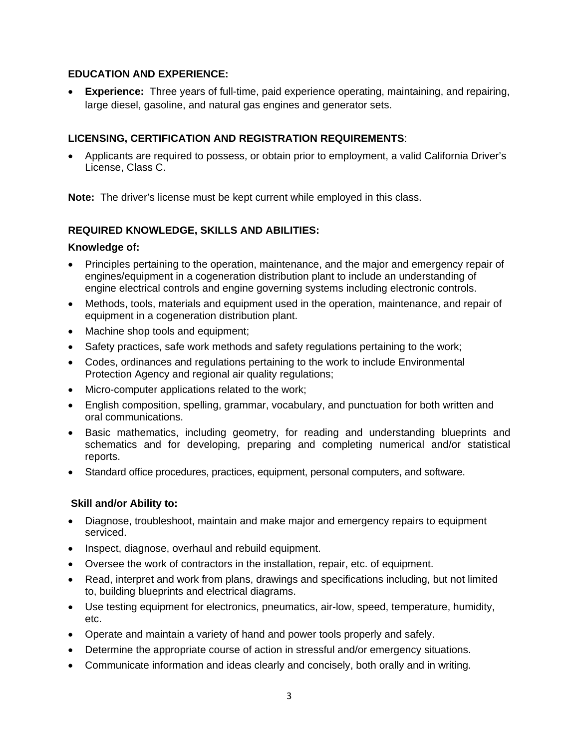**EDUCATION AND EXPERIENCE:**

- **Experience:** Three years of full-time, paid experience operating, maintaining, and repairing, large diesel, gasoline, and natural gas engines and generator sets.

**LICENSING, CERTIFICATION AND REGISTRATION REQUIREMENTS**:

- Applicants are required to possess, or obtain prior to employment, a valid California Driver's License, Class C.

**Note:** The driver's license must be kept current while employed in this class.

**REQUIRED KNOWLEDGE, SKILLS AND ABILITIES:**

**Knowledge of:**

- Principles pertaining to the operation, maintenance, and the major and emergency repair of engines/equipment in a cogeneration distribution plant to include an understanding of engine electrical controls and engine governing systems including electronic controls.
- Methods, tools, materials and equipment used in the operation, maintenance, and repair of equipment in a cogeneration distribution plant.
- Machine shop tools and equipment;
- Safety practices, safe work methods and safety regulations pertaining to the work;
- Codes, ordinances and regulations pertaining to the work to include Environmental Protection Agency and regional air quality regulations;
- Micro-computer applications related to the work;
- English composition, spelling, grammar, vocabulary, and punctuation for both written and oral communications.
- Basic mathematics, including geometry, for reading and understanding blueprints and schematics and for developing, preparing and completing numerical and/or statistical reports.
- Standard office procedures, practices, equipment, personal computers, and software.

**Skill and/or Ability to:**

- Diagnose, troubleshoot, maintain and make major and emergency repairs to equipment serviced.
- Inspect, diagnose, overhaul and rebuild equipment.
- Oversee the work of contractors in the installation, repair, etc. of equipment.
- Read, interpret and work from plans, drawings and specifications including, but not limited to, building blueprints and electrical diagrams.
- Use testing equipment for electronics, pneumatics, air-low, speed, temperature, humidity, etc.
- Operate and maintain a variety of hand and power tools properly and safely.
- Determine the appropriate course of action in stressful and/or emergency situations.
- Communicate information and ideas clearly and concisely, both orally and in writing.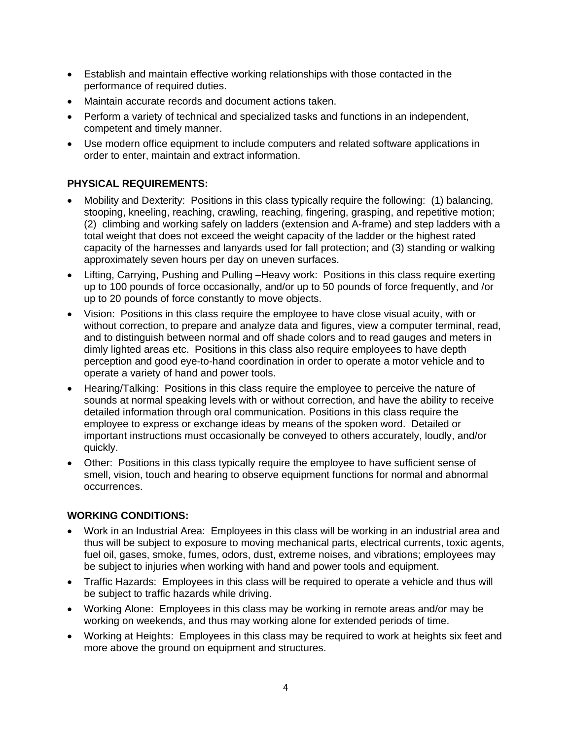- Establish and maintain effective working relationships with those contacted in the performance of required duties.
- Maintain accurate records and document actions taken.
- Perform a variety of technical and specialized tasks and functions in an independent, competent and timely manner.
- Use modern office equipment to include computers and related software applications in order to enter, maintain and extract information.

**PHYSICAL REQUIREMENTS:**

- Mobility and Dexterity: Positions in this class typically require the following: (1) balancing, stooping, kneeling, reaching, crawling, reaching, fingering, grasping, and repetitive motion; (2) climbing and working safely on ladders (extension and A-frame) and step ladders with a total weight that does not exceed the weight capacity of the ladder or the highest rated capacity of the harnesses and lanyards used for fall protection; and (3) standing or walking approximately seven hours per day on uneven surfaces.
- Lifting, Carrying, Pushing and Pulling –Heavy work: Positions in this class require exerting up to 100 pounds of force occasionally, and/or up to 50 pounds of force frequently, and /or up to 20 pounds of force constantly to move objects.
- Vision: Positions in this class require the employee to have close visual acuity, with or without correction, to prepare and analyze data and figures, view a computer terminal, read, and to distinguish between normal and off shade colors and to read gauges and meters in dimly lighted areas etc. Positions in this class also require employees to have depth perception and good eye-to-hand coordination in order to operate a motor vehicle and to operate a variety of hand and power tools.
- Hearing/Talking: Positions in this class require the employee to perceive the nature of sounds at normal speaking levels with or without correction, and have the ability to receive detailed information through oral communication. Positions in this class require the employee to express or exchange ideas by means of the spoken word. Detailed or important instructions must occasionally be conveyed to others accurately, loudly, and/or quickly.
- Other: Positions in this class typically require the employee to have sufficient sense of smell, vision, touch and hearing to observe equipment functions for normal and abnormal occurrences.

**WORKING CONDITIONS:**

- Work in an Industrial Area: Employees in this class will be working in an industrial area and thus will be subject to exposure to moving mechanical parts, electrical currents, toxic agents, fuel oil, gases, smoke, fumes, odors, dust, extreme noises, and vibrations; employees may be subject to injuries when working with hand and power tools and equipment.
- Traffic Hazards: Employees in this class will be required to operate a vehicle and thus will be subject to traffic hazards while driving.
- Working Alone: Employees in this class may be working in remote areas and/or may be working on weekends, and thus may working alone for extended periods of time.
- Working at Heights: Employees in this class may be required to work at heights six feet and more above the ground on equipment and structures.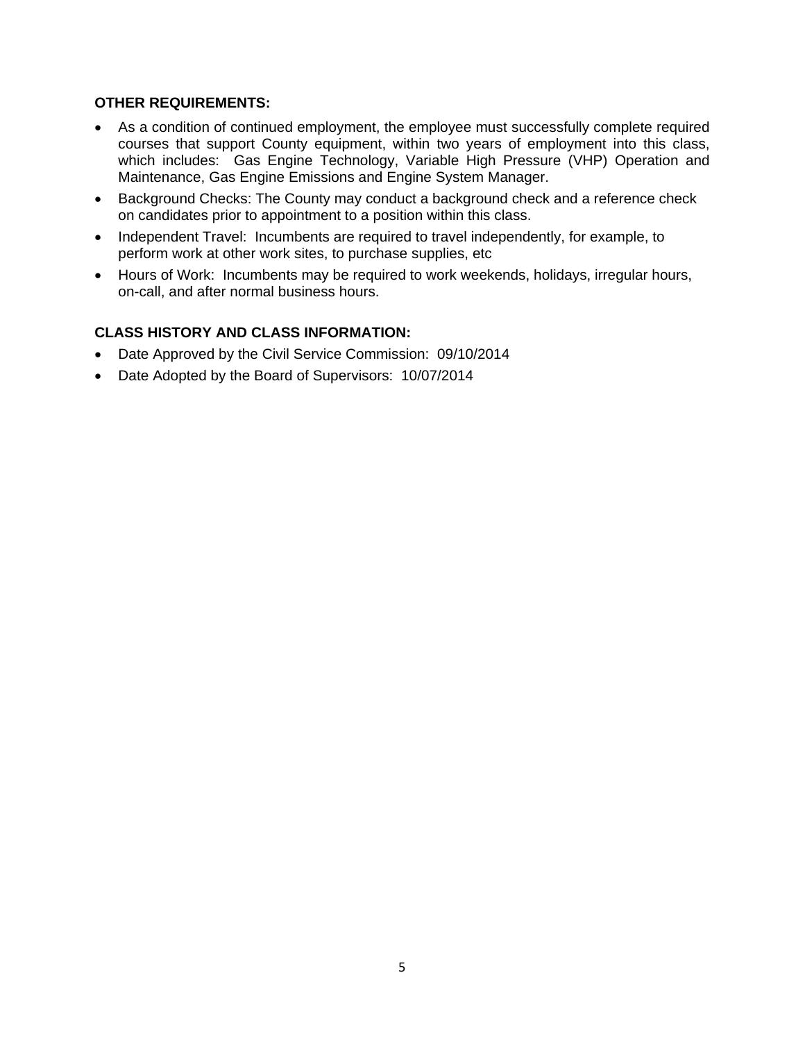**OTHER REQUIREMENTS:**

- As a condition of continued employment, the employee must successfully complete required courses that support County equipment, within two years of employment into this class, which includes: Gas Engine Technology, Variable High Pressure (VHP) Operation and Maintenance, Gas Engine Emissions and Engine System Manager.
- Background Checks: The County may conduct a background check and a reference check on candidates prior to appointment to a position within this class.
- Independent Travel: Incumbents are required to travel independently, for example, to perform work at other work sites, to purchase supplies, etc
- Hours of Work: Incumbents may be required to work weekends, holidays, irregular hours, on-call, and after normal business hours.

**CLASS HISTORY AND CLASS INFORMATION:**

- Date Approved by the Civil Service Commission: 09/10/2014
- Date Adopted by the Board of Supervisors: 10/07/2014